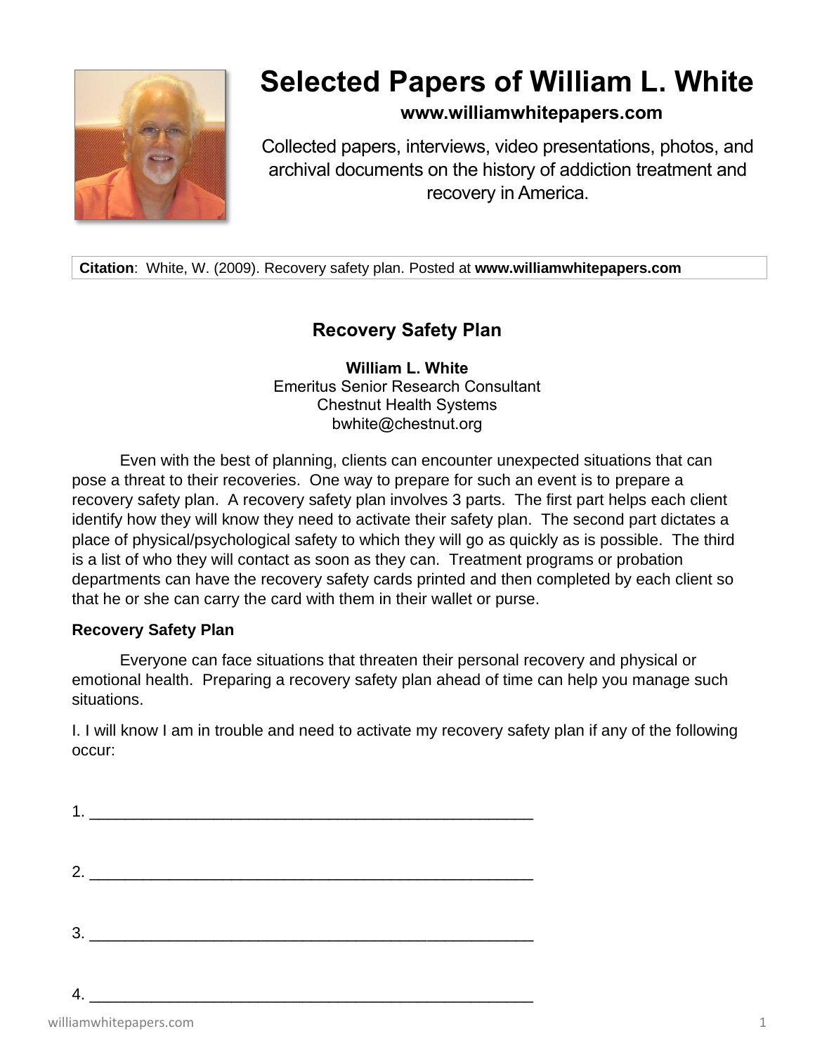# Selected Papers of William L. White

**www.williamwhitepapers.com**

Collected papers, interviews, video presentations, photos, and archival documents on the history of addiction treatment and recovery in America.

**Citation**: White, W. (2009). Recovery safety plan. Posted at **www.williamwhitepapers.com**

## Recovery Safety Plan

**William L. White**
Emeritus Senior Research Consultant
Chestnut Health Systems
bwhite@chestnut.org

Even with the best of planning, clients can encounter unexpected situations that can pose a threat to their recoveries. One way to prepare for such an event is to prepare a recovery safety plan. A recovery safety plan involves 3 parts. The first part helps each client identify how they will know they need to activate their safety plan. The second part dictates a place of physical/psychological safety to which they will go as quickly as is possible. The third is a list of who they will contact as soon as they can. Treatment programs or probation departments can have the recovery safety cards printed and then completed by each client so that he or she can carry the card with them in their wallet or purse.

**Recovery Safety Plan**

Everyone can face situations that threaten their personal recovery and physical or emotional health. Preparing a recovery safety plan ahead of time can help you manage such situations.

I. I will know I am in trouble and need to activate my recovery safety plan if any of the following occur:

1. ________________________________________________

2. ________________________________________________

3. ________________________________________________

4. ________________________________________________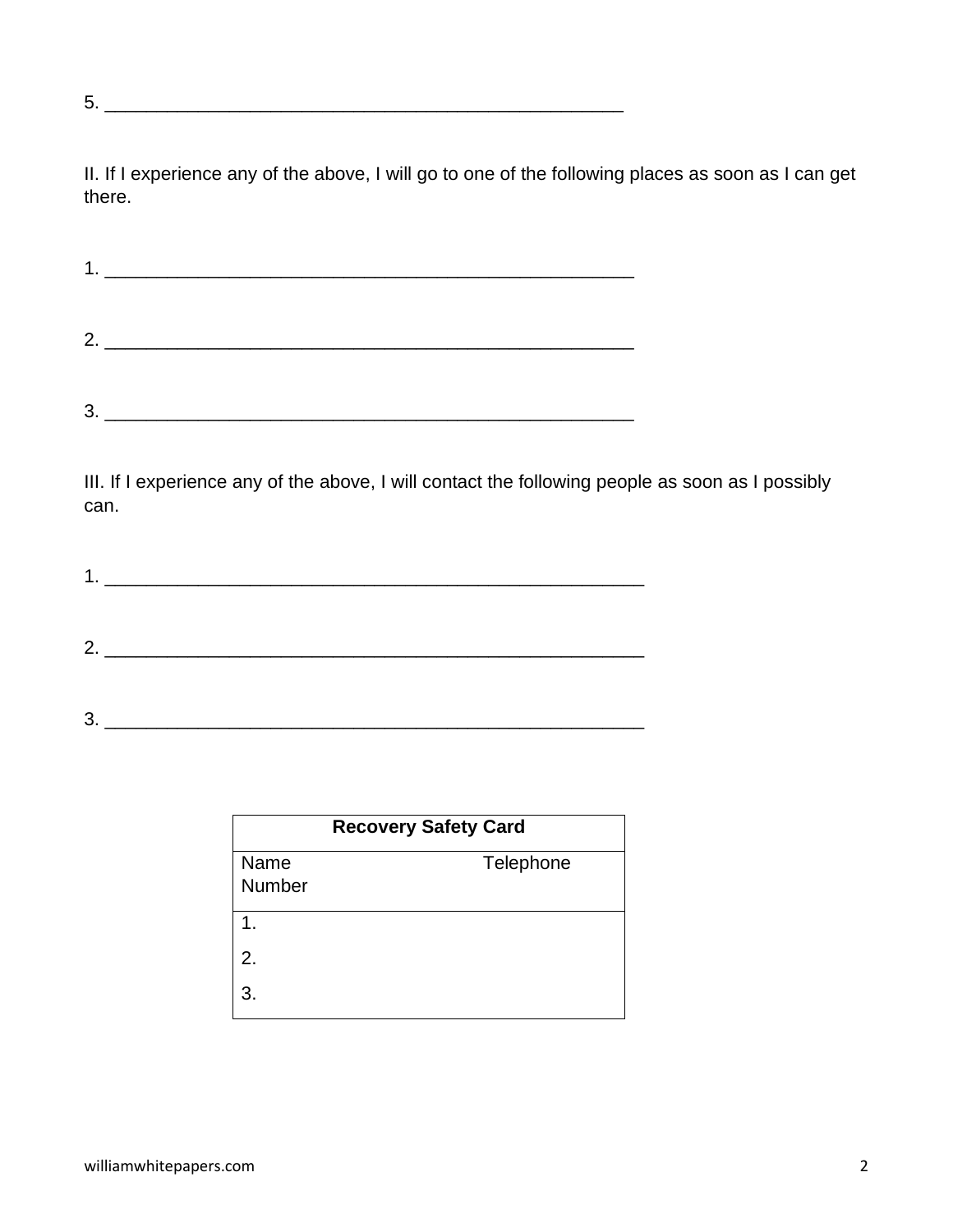5. ___________________________________________________

II. If I experience any of the above, I will go to one of the following places as soon as I can get there.

1. ____________________________________________________

2. ____________________________________________________

3. ____________________________________________________

III. If I experience any of the above, I will contact the following people as soon as I possibly can.

1. _____________________________________________________

2. _____________________________________________________

3. _____________________________________________________

| Recovery Safety Card | |
|---|---|
| Name | Telephone Number |
| 1. | |
| 2. | |
| 3. | |